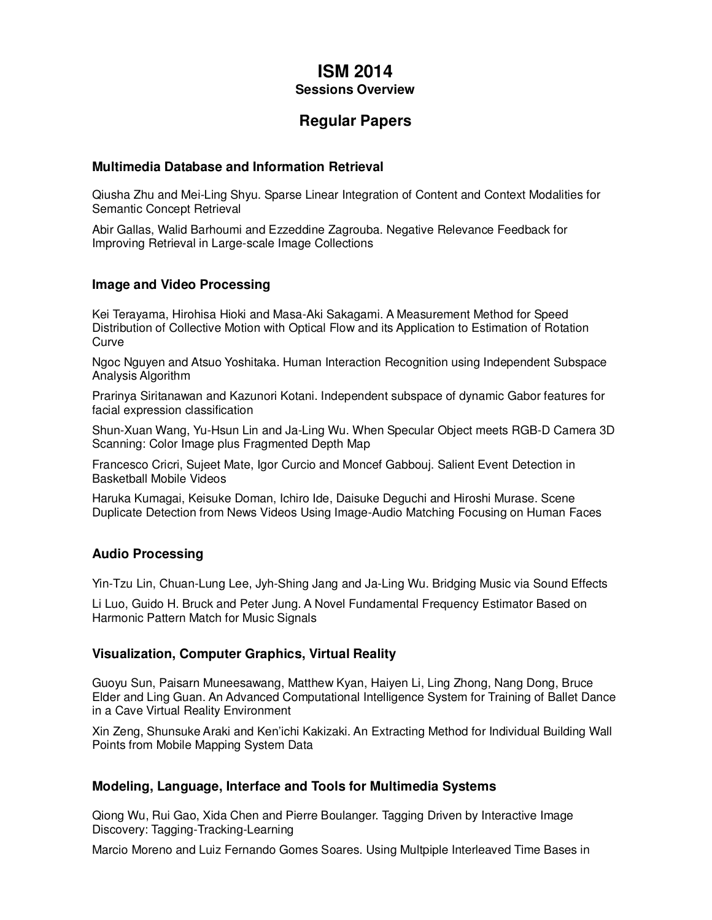# ISM 2014

**Sessions Overview**

## Regular Papers

### Multimedia Database and Information Retrieval

Qiusha Zhu and Mei-Ling Shyu. Sparse Linear Integration of Content and Context Modalities for Semantic Concept Retrieval

Abir Gallas, Walid Barhoumi and Ezzeddine Zagrouba. Negative Relevance Feedback for Improving Retrieval in Large-scale Image Collections

### Image and Video Processing

Kei Terayama, Hirohisa Hioki and Masa-Aki Sakagami. A Measurement Method for Speed Distribution of Collective Motion with Optical Flow and its Application to Estimation of Rotation Curve

Ngoc Nguyen and Atsuo Yoshitaka. Human Interaction Recognition using Independent Subspace Analysis Algorithm

Prarinya Siritanawan and Kazunori Kotani. Independent subspace of dynamic Gabor features for facial expression classification

Shun-Xuan Wang, Yu-Hsun Lin and Ja-Ling Wu. When Specular Object meets RGB-D Camera 3D Scanning: Color Image plus Fragmented Depth Map

Francesco Cricri, Sujeet Mate, Igor Curcio and Moncef Gabbouj. Salient Event Detection in Basketball Mobile Videos

Haruka Kumagai, Keisuke Doman, Ichiro Ide, Daisuke Deguchi and Hiroshi Murase. Scene Duplicate Detection from News Videos Using Image-Audio Matching Focusing on Human Faces

### Audio Processing

Yin-Tzu Lin, Chuan-Lung Lee, Jyh-Shing Jang and Ja-Ling Wu. Bridging Music via Sound Effects

Li Luo, Guido H. Bruck and Peter Jung. A Novel Fundamental Frequency Estimator Based on Harmonic Pattern Match for Music Signals

### Visualization, Computer Graphics, Virtual Reality

Guoyu Sun, Paisarn Muneesawang, Matthew Kyan, Haiyen Li, Ling Zhong, Nang Dong, Bruce Elder and Ling Guan. An Advanced Computational Intelligence System for Training of Ballet Dance in a Cave Virtual Reality Environment

Xin Zeng, Shunsuke Araki and Ken'ichi Kakizaki. An Extracting Method for Individual Building Wall Points from Mobile Mapping System Data

### Modeling, Language, Interface and Tools for Multimedia Systems

Qiong Wu, Rui Gao, Xida Chen and Pierre Boulanger. Tagging Driven by Interactive Image Discovery: Tagging-Tracking-Learning

Marcio Moreno and Luiz Fernando Gomes Soares. Using Multpiple Interleaved Time Bases in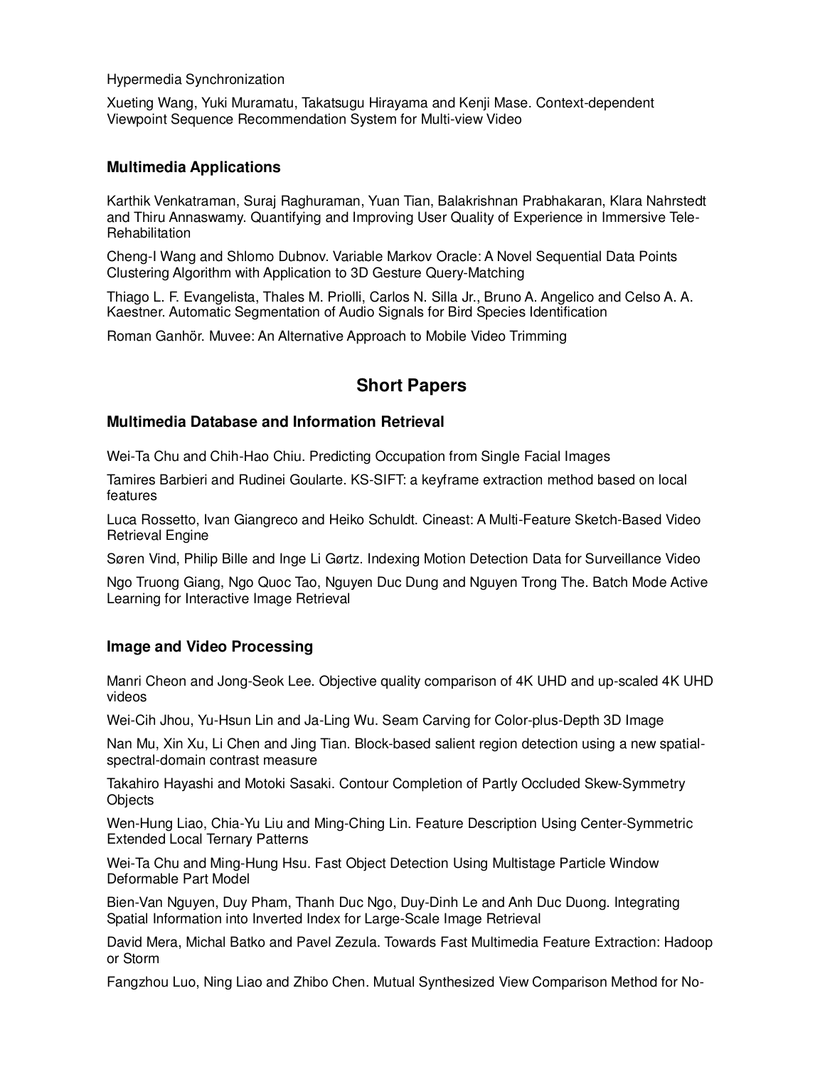Hypermedia Synchronization

Xueting Wang, Yuki Muramatu, Takatsugu Hirayama and Kenji Mase. Context-dependent Viewpoint Sequence Recommendation System for Multi-view Video

### Multimedia Applications

Karthik Venkatraman, Suraj Raghuraman, Yuan Tian, Balakrishnan Prabhakaran, Klara Nahrstedt and Thiru Annaswamy. Quantifying and Improving User Quality of Experience in Immersive Tele-Rehabilitation

Cheng-I Wang and Shlomo Dubnov. Variable Markov Oracle: A Novel Sequential Data Points Clustering Algorithm with Application to 3D Gesture Query-Matching

Thiago L. F. Evangelista, Thales M. Priolli, Carlos N. Silla Jr., Bruno A. Angelico and Celso A. A. Kaestner. Automatic Segmentation of Audio Signals for Bird Species Identification

Roman Ganhör. Muvee: An Alternative Approach to Mobile Video Trimming

## Short Papers

### Multimedia Database and Information Retrieval

Wei-Ta Chu and Chih-Hao Chiu. Predicting Occupation from Single Facial Images

Tamires Barbieri and Rudinei Goularte. KS-SIFT: a keyframe extraction method based on local features

Luca Rossetto, Ivan Giangreco and Heiko Schuldt. Cineast: A Multi-Feature Sketch-Based Video Retrieval Engine

Søren Vind, Philip Bille and Inge Li Gørtz. Indexing Motion Detection Data for Surveillance Video

Ngo Truong Giang, Ngo Quoc Tao, Nguyen Duc Dung and Nguyen Trong The. Batch Mode Active Learning for Interactive Image Retrieval

### Image and Video Processing

Manri Cheon and Jong-Seok Lee. Objective quality comparison of 4K UHD and up-scaled 4K UHD videos

Wei-Cih Jhou, Yu-Hsun Lin and Ja-Ling Wu. Seam Carving for Color-plus-Depth 3D Image

Nan Mu, Xin Xu, Li Chen and Jing Tian. Block-based salient region detection using a new spatial-spectral-domain contrast measure

Takahiro Hayashi and Motoki Sasaki. Contour Completion of Partly Occluded Skew-Symmetry Objects

Wen-Hung Liao, Chia-Yu Liu and Ming-Ching Lin. Feature Description Using Center-Symmetric Extended Local Ternary Patterns

Wei-Ta Chu and Ming-Hung Hsu. Fast Object Detection Using Multistage Particle Window Deformable Part Model

Bien-Van Nguyen, Duy Pham, Thanh Duc Ngo, Duy-Dinh Le and Anh Duc Duong. Integrating Spatial Information into Inverted Index for Large-Scale Image Retrieval

David Mera, Michal Batko and Pavel Zezula. Towards Fast Multimedia Feature Extraction: Hadoop or Storm

Fangzhou Luo, Ning Liao and Zhibo Chen. Mutual Synthesized View Comparison Method for No-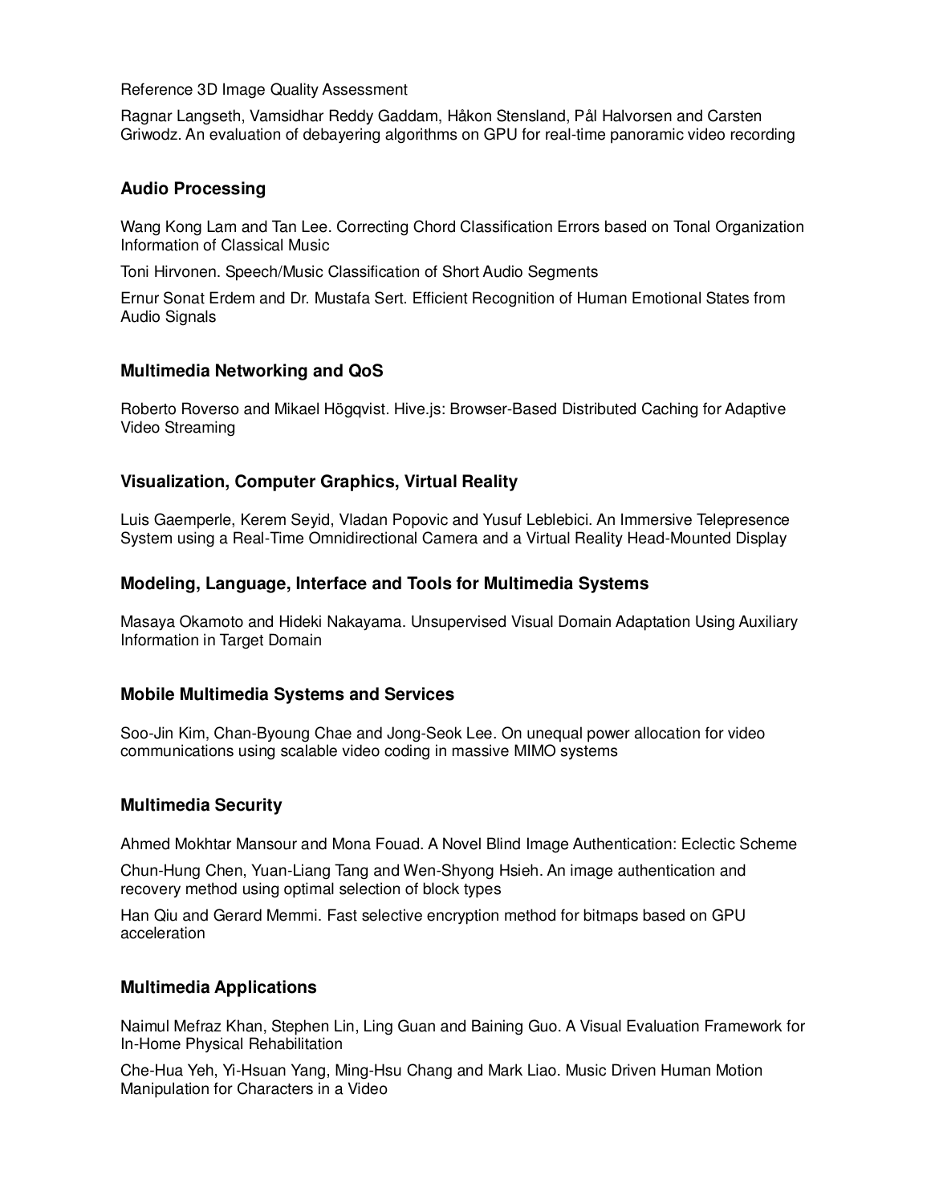Reference 3D Image Quality Assessment

Ragnar Langseth, Vamsidhar Reddy Gaddam, Håkon Stensland, Pål Halvorsen and Carsten Griwodz. An evaluation of debayering algorithms on GPU for real-time panoramic video recording

### Audio Processing

Wang Kong Lam and Tan Lee. Correcting Chord Classification Errors based on Tonal Organization Information of Classical Music

Toni Hirvonen. Speech/Music Classification of Short Audio Segments

Ernur Sonat Erdem and Dr. Mustafa Sert. Efficient Recognition of Human Emotional States from Audio Signals

### Multimedia Networking and QoS

Roberto Roverso and Mikael Högqvist. Hive.js: Browser-Based Distributed Caching for Adaptive Video Streaming

### Visualization, Computer Graphics, Virtual Reality

Luis Gaemperle, Kerem Seyid, Vladan Popovic and Yusuf Leblebici. An Immersive Telepresence System using a Real-Time Omnidirectional Camera and a Virtual Reality Head-Mounted Display

### Modeling, Language, Interface and Tools for Multimedia Systems

Masaya Okamoto and Hideki Nakayama. Unsupervised Visual Domain Adaptation Using Auxiliary Information in Target Domain

### Mobile Multimedia Systems and Services

Soo-Jin Kim, Chan-Byoung Chae and Jong-Seok Lee. On unequal power allocation for video communications using scalable video coding in massive MIMO systems

### Multimedia Security

Ahmed Mokhtar Mansour and Mona Fouad. A Novel Blind Image Authentication: Eclectic Scheme

Chun-Hung Chen, Yuan-Liang Tang and Wen-Shyong Hsieh. An image authentication and recovery method using optimal selection of block types

Han Qiu and Gerard Memmi. Fast selective encryption method for bitmaps based on GPU acceleration

### Multimedia Applications

Naimul Mefraz Khan, Stephen Lin, Ling Guan and Baining Guo. A Visual Evaluation Framework for In-Home Physical Rehabilitation

Che-Hua Yeh, Yi-Hsuan Yang, Ming-Hsu Chang and Mark Liao. Music Driven Human Motion Manipulation for Characters in a Video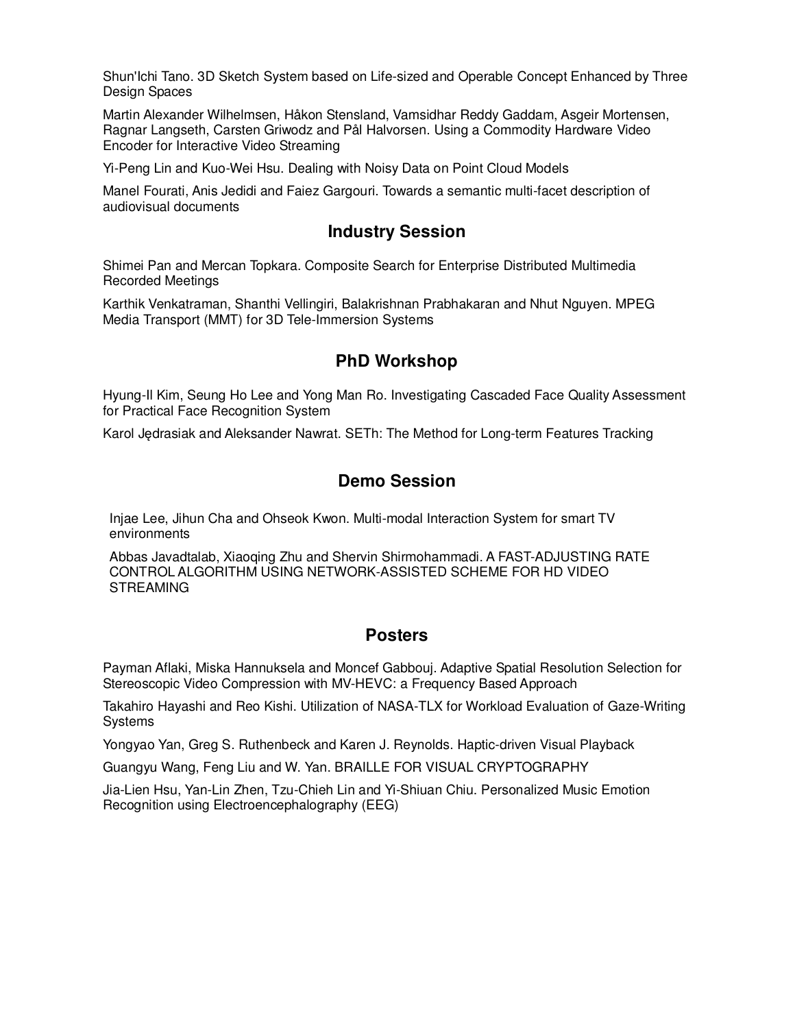Shun'Ichi Tano. 3D Sketch System based on Life-sized and Operable Concept Enhanced by Three Design Spaces

Martin Alexander Wilhelmsen, Håkon Stensland, Vamsidhar Reddy Gaddam, Asgeir Mortensen, Ragnar Langseth, Carsten Griwodz and Pål Halvorsen. Using a Commodity Hardware Video Encoder for Interactive Video Streaming

Yi-Peng Lin and Kuo-Wei Hsu. Dealing with Noisy Data on Point Cloud Models

Manel Fourati, Anis Jedidi and Faiez Gargouri. Towards a semantic multi-facet description of audiovisual documents

## Industry Session

Shimei Pan and Mercan Topkara. Composite Search for Enterprise Distributed Multimedia Recorded Meetings

Karthik Venkatraman, Shanthi Vellingiri, Balakrishnan Prabhakaran and Nhut Nguyen. MPEG Media Transport (MMT) for 3D Tele-Immersion Systems

## PhD Workshop

Hyung-Il Kim, Seung Ho Lee and Yong Man Ro. Investigating Cascaded Face Quality Assessment for Practical Face Recognition System

Karol Jędrasiak and Aleksander Nawrat. SETh: The Method for Long-term Features Tracking

## Demo Session

Injae Lee, Jihun Cha and Ohseok Kwon. Multi-modal Interaction System for smart TV environments

Abbas Javadtalab, Xiaoqing Zhu and Shervin Shirmohammadi. A FAST-ADJUSTING RATE CONTROL ALGORITHM USING NETWORK-ASSISTED SCHEME FOR HD VIDEO STREAMING

## Posters

Payman Aflaki, Miska Hannuksela and Moncef Gabbouj. Adaptive Spatial Resolution Selection for Stereoscopic Video Compression with MV-HEVC: a Frequency Based Approach

Takahiro Hayashi and Reo Kishi. Utilization of NASA-TLX for Workload Evaluation of Gaze-Writing Systems

Yongyao Yan, Greg S. Ruthenbeck and Karen J. Reynolds. Haptic-driven Visual Playback

Guangyu Wang, Feng Liu and W. Yan. BRAILLE FOR VISUAL CRYPTOGRAPHY

Jia-Lien Hsu, Yan-Lin Zhen, Tzu-Chieh Lin and Yi-Shiuan Chiu. Personalized Music Emotion Recognition using Electroencephalography (EEG)